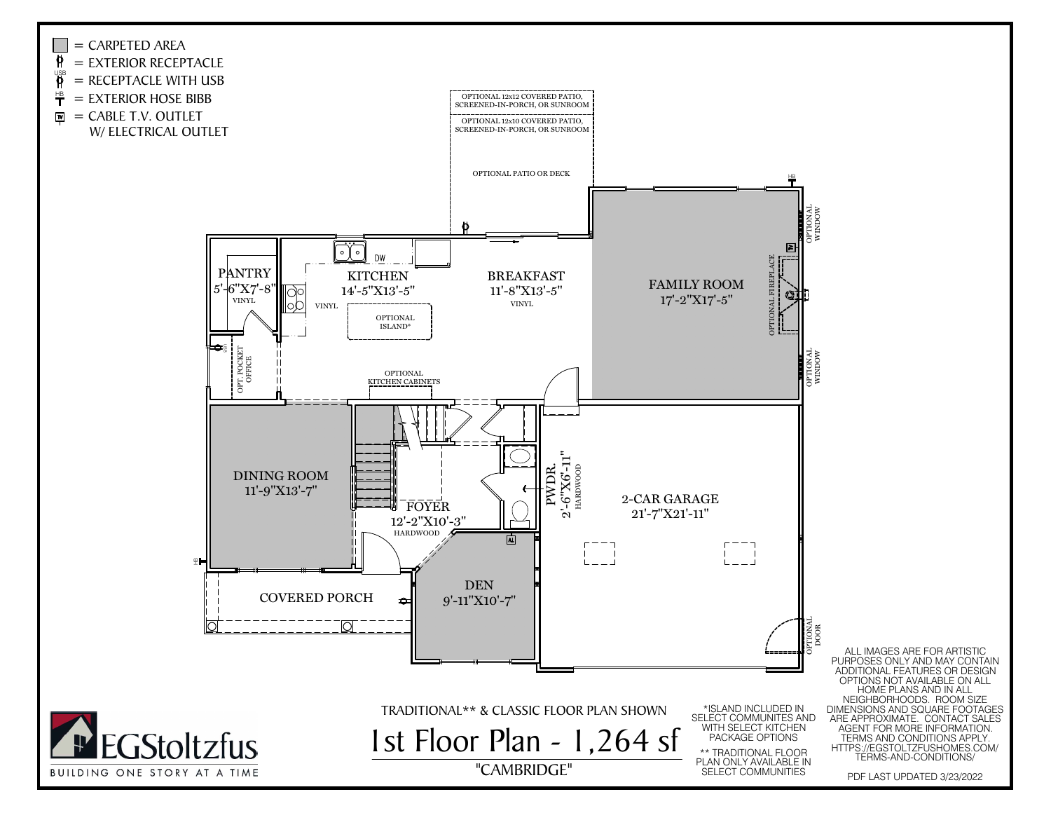- ▢ = CARPETED AREA
- = EXTERIOR RECEPTACLE
- USB = RECEPTACLE WITH USB
- HB = EXTERIOR HOSE BIBB
- TV = CABLE T.V. OUTLET W/ ELECTRICAL OUTLET

OPTIONAL 12x12 COVERED PATIO, SCREENED-IN-PORCH, OR SUNROOM

OPTIONAL 12x10 COVERED PATIO, SCREENED-IN-PORCH, OR SUNROOM

OPTIONAL PATIO OR DECK

PANTRY
5'-6"X7'-8"
VINYL

KITCHEN
14'-5"X13'-5"
VINYL

DW

OPTIONAL ISLAND*

BREAKFAST
11'-8"X13'-5"
VINYL

FAMILY ROOM
17'-2"X17'-5"

OPTIONAL FIREPLACE

OPTIONAL WINDOW

OPTIONAL WINDOW

OPT. POCKET OFFICE

OPTIONAL KITCHEN CABINETS

DINING ROOM
11'-9"X13'-7"

FOYER
12'-2"X10'-3"
HARDWOOD

PWDR.
2'-6"X6'-11"
HARDWOOD

2-CAR GARAGE
21'-7"X21'-11"

DEN
9'-11"X10'-7"

COVERED PORCH

OPTIONAL DOOR

TRADITIONAL** & CLASSIC FLOOR PLAN SHOWN

# 1st Floor Plan - 1,264 sf

"CAMBRIDGE"

*ISLAND INCLUDED IN SELECT COMMUNITES AND WITH SELECT KITCHEN PACKAGE OPTIONS

** TRADITIONAL FLOOR PLAN ONLY AVAILABLE IN SELECT COMMUNITIES

ALL IMAGES ARE FOR ARTISTIC PURPOSES ONLY AND MAY CONTAIN ADDITIONAL FEATURES OR DESIGN OPTIONS NOT AVAILABLE ON ALL HOME PLANS AND IN ALL NEIGHBORHOODS. ROOM SIZE DIMENSIONS AND SQUARE FOOTAGES ARE APPROXIMATE. CONTACT SALES AGENT FOR MORE INFORMATION. TERMS AND CONDITIONS APPLY. HTTPS://EGSTOLTZFUSHOMES.COM/TERMS-AND-CONDITIONS/

PDF LAST UPDATED 3/23/2022

EGStoltzfus

BUILDING ONE STORY AT A TIME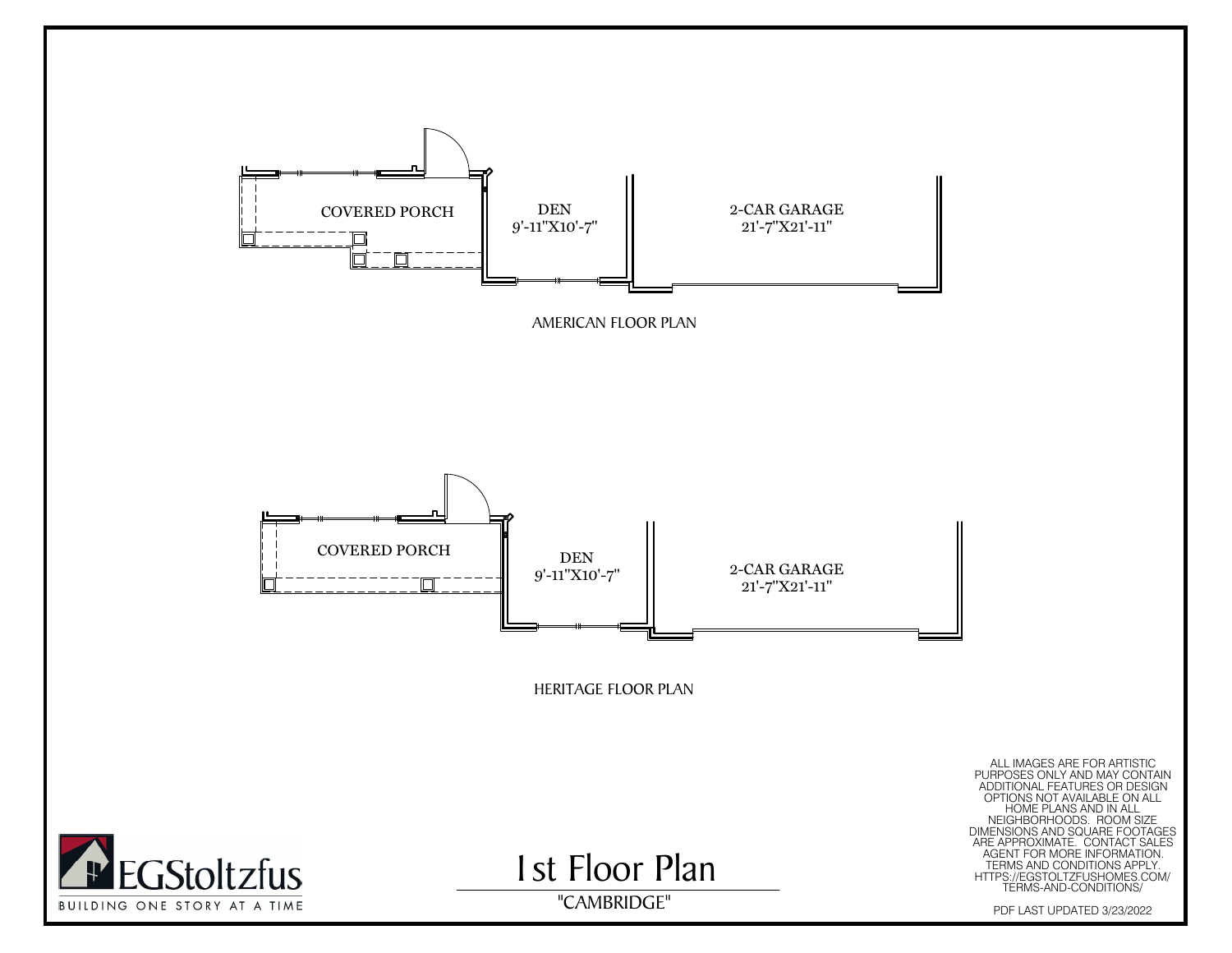COVERED PORCH

DEN
9'-11"X10'-7"

2-CAR GARAGE
21'-7"X21'-11"

AMERICAN FLOOR PLAN

COVERED PORCH

DEN
9'-11"X10'-7"

2-CAR GARAGE
21'-7"X21'-11"

HERITAGE FLOOR PLAN

ALL IMAGES ARE FOR ARTISTIC PURPOSES ONLY AND MAY CONTAIN ADDITIONAL FEATURES OR DESIGN OPTIONS NOT AVAILABLE ON ALL HOME PLANS AND IN ALL NEIGHBORHOODS. ROOM SIZE DIMENSIONS AND SQUARE FOOTAGES ARE APPROXIMATE. CONTACT SALES AGENT FOR MORE INFORMATION. TERMS AND CONDITIONS APPLY. HTTPS://EGSTOLTZFUSHOMES.COM/TERMS-AND-CONDITIONS/

EGStoltzfus
BUILDING ONE STORY AT A TIME

# 1st Floor Plan

"CAMBRIDGE"

PDF LAST UPDATED 3/23/2022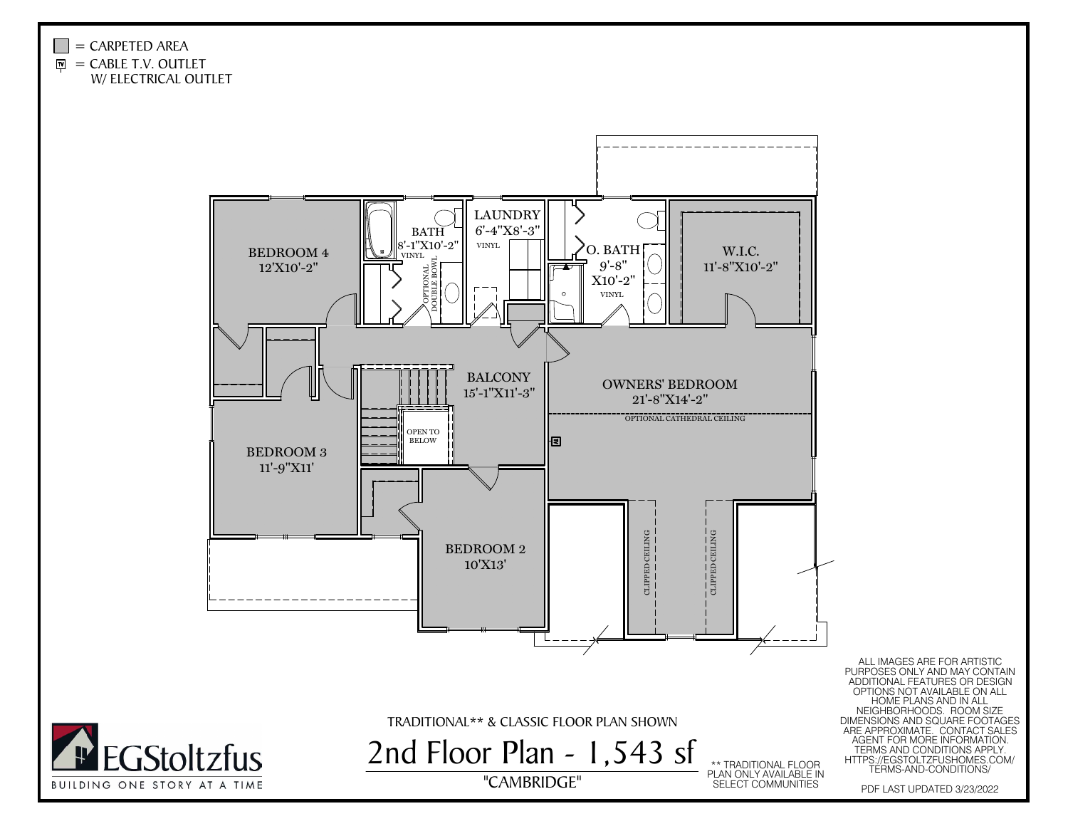= CARPETED AREA

= CABLE T.V. OUTLET W/ ELECTRICAL OUTLET

BEDROOM 4
12'X10'-2"

BATH
8'-1"X10'-2"
VINYL

OPTIONAL DOUBLE BOWL

LAUNDRY
6'-4"X8'-3"
VINYL

O. BATH
9'-8"
X10'-2"
VINYL

W.I.C.
11'-8"X10'-2"

BALCONY
15'-1"X11'-3"

OPEN TO BELOW

OWNERS' BEDROOM
21'-8"X14'-2"

OPTIONAL CATHEDRAL CEILING

BEDROOM 3
11'-9"X11'

BEDROOM 2
10'X13'

CLIPPED CEILING

CLIPPED CEILING

TRADITIONAL** & CLASSIC FLOOR PLAN SHOWN

# 2nd Floor Plan - 1,543 sf

"CAMBRIDGE"

** TRADITIONAL FLOOR PLAN ONLY AVAILABLE IN SELECT COMMUNITIES

ALL IMAGES ARE FOR ARTISTIC PURPOSES ONLY AND MAY CONTAIN ADDITIONAL FEATURES OR DESIGN OPTIONS NOT AVAILABLE ON ALL HOME PLANS AND IN ALL NEIGHBORHOODS. ROOM SIZE DIMENSIONS AND SQUARE FOOTAGES ARE APPROXIMATE. CONTACT SALES AGENT FOR MORE INFORMATION. TERMS AND CONDITIONS APPLY. HTTPS://EGSTOLTZFUSHOMES.COM/TERMS-AND-CONDITIONS/

PDF LAST UPDATED 3/23/2022

EGStoltzfus
BUILDING ONE STORY AT A TIME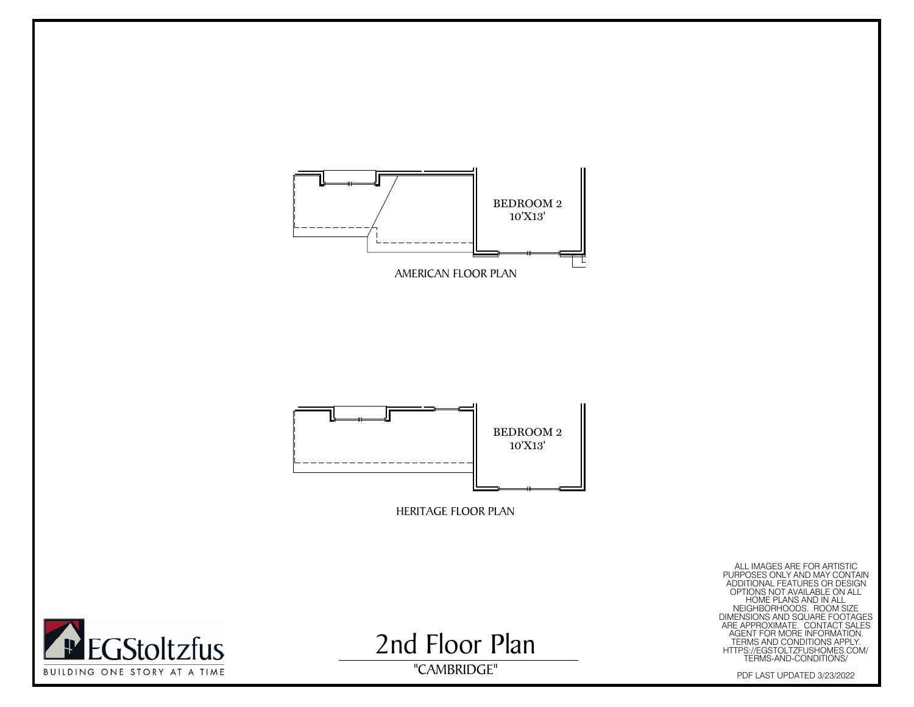BEDROOM 2
10'X13'

AMERICAN FLOOR PLAN

BEDROOM 2
10'X13'

HERITAGE FLOOR PLAN

ALL IMAGES ARE FOR ARTISTIC PURPOSES ONLY AND MAY CONTAIN ADDITIONAL FEATURES OR DESIGN OPTIONS NOT AVAILABLE ON ALL HOME PLANS AND IN ALL NEIGHBORHOODS. ROOM SIZE DIMENSIONS AND SQUARE FOOTAGES ARE APPROXIMATE. CONTACT SALES AGENT FOR MORE INFORMATION. TERMS AND CONDITIONS APPLY. HTTPS://EGSTOLTZFUSHOMES.COM/TERMS-AND-CONDITIONS/

EGStoltzfus
BUILDING ONE STORY AT A TIME

# 2nd Floor Plan

"CAMBRIDGE"

PDF LAST UPDATED 3/23/2022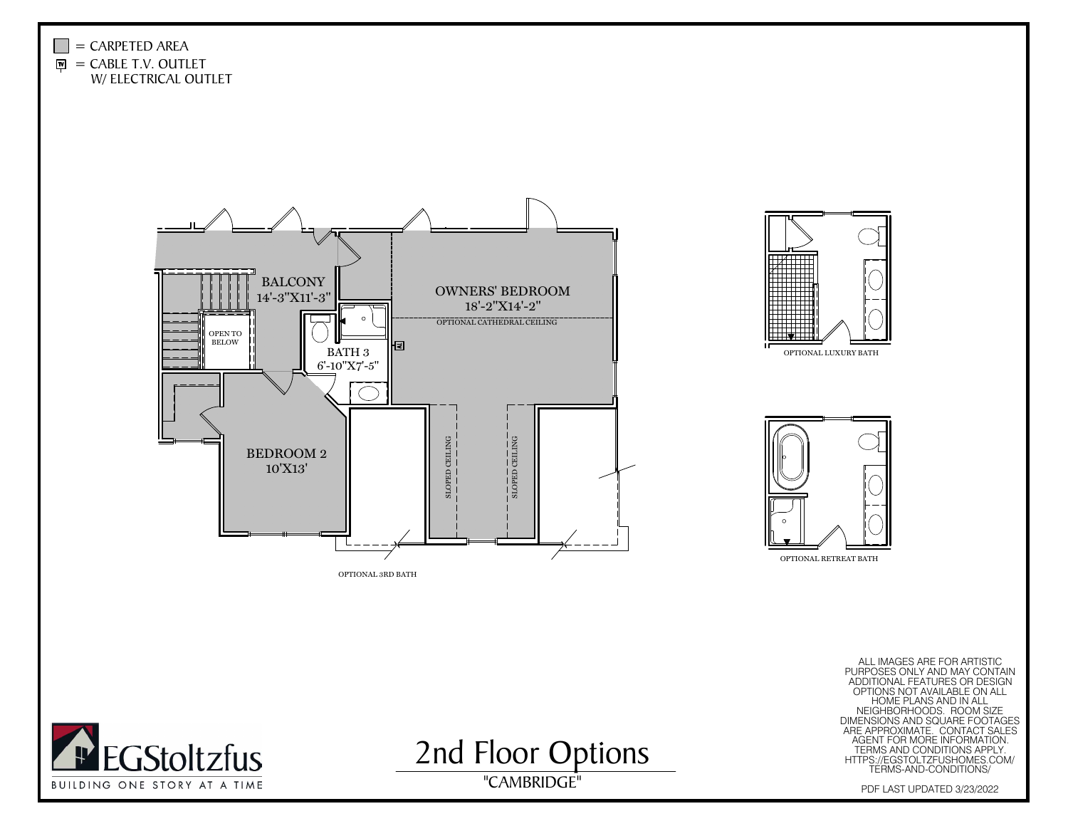= CARPETED AREA

= CABLE T.V. OUTLET W/ ELECTRICAL OUTLET

BALCONY
14'-3"X11'-3"

OPEN TO BELOW

OWNERS' BEDROOM
18'-2"X14'-2"

OPTIONAL CATHEDRAL CEILING

BATH 3
6'-10"X7'-5"

BEDROOM 2
10'X13'

SLOPED CEILING

SLOPED CEILING

OPTIONAL 3RD BATH

OPTIONAL LUXURY BATH

OPTIONAL RETREAT BATH

ALL IMAGES ARE FOR ARTISTIC PURPOSES ONLY AND MAY CONTAIN ADDITIONAL FEATURES OR DESIGN OPTIONS NOT AVAILABLE ON ALL HOME PLANS AND IN ALL NEIGHBORHOODS. ROOM SIZE DIMENSIONS AND SQUARE FOOTAGES ARE APPROXIMATE. CONTACT SALES AGENT FOR MORE INFORMATION. TERMS AND CONDITIONS APPLY. HTTPS://EGSTOLTZFUSHOMES.COM/TERMS-AND-CONDITIONS/

EGStoltzfus
BUILDING ONE STORY AT A TIME

# 2nd Floor Options

"CAMBRIDGE"

PDF LAST UPDATED 3/23/2022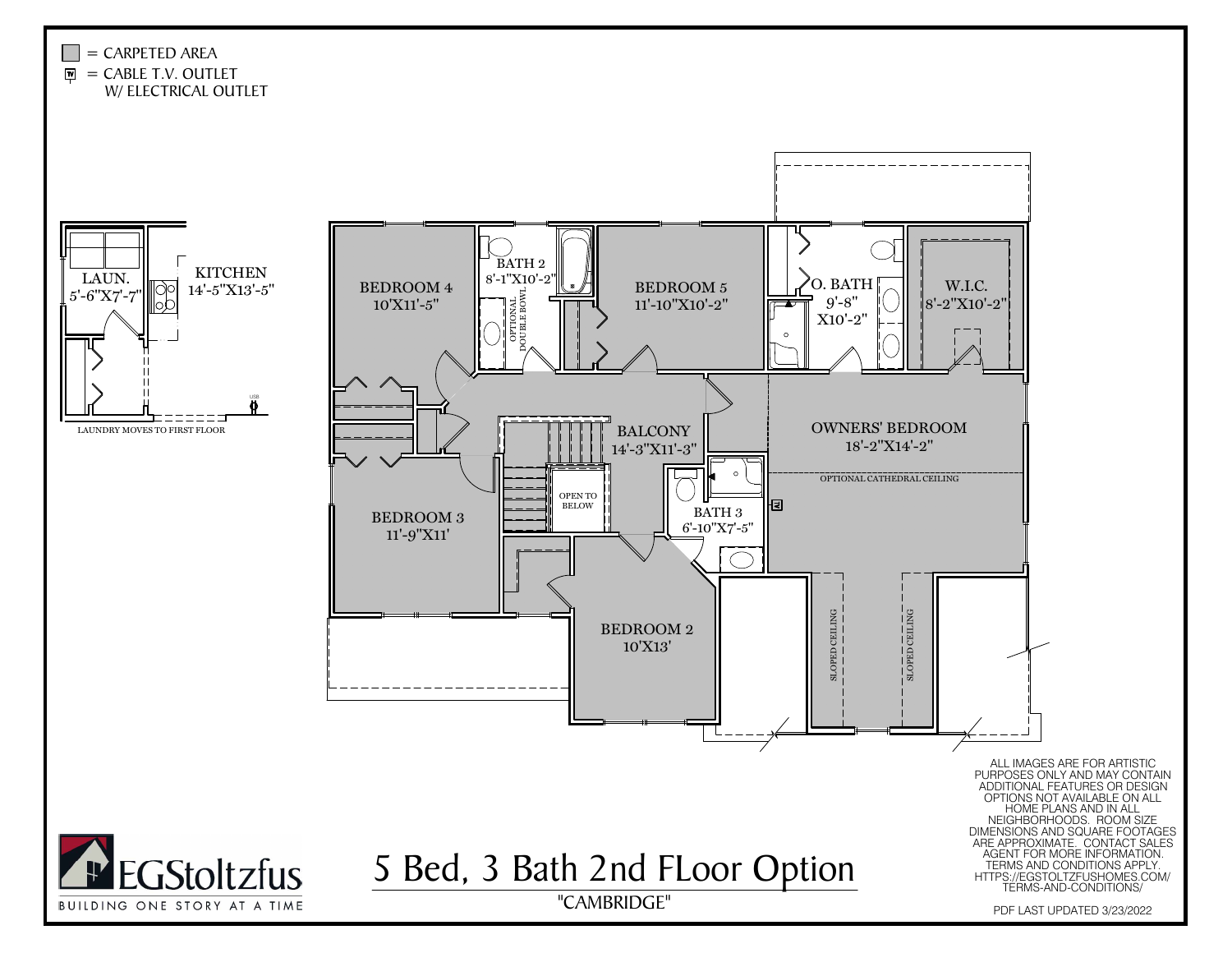= CARPETED AREA

= CABLE T.V. OUTLET W/ ELECTRICAL OUTLET

LAUN. 5'-6"X7'-7"

KITCHEN 14'-5"X13'-5"

LAUNDRY MOVES TO FIRST FLOOR

BEDROOM 4 10'X11'-5"

BATH 2 8'-1"X10'-2"

OPTIONAL DOUBLE BOWL

BEDROOM 5 11'-10"X10'-2"

O. BATH 9'-8" X10'-2"

W.I.C. 8'-2"X10'-2"

BALCONY 14'-3"X11'-3"

OPEN TO BELOW

OWNERS' BEDROOM 18'-2"X14'-2"

OPTIONAL CATHEDRAL CEILING

BEDROOM 3 11'-9"X11'

BATH 3 6'-10"X7'-5"

BEDROOM 2 10'X13'

SLOPED CEILING

SLOPED CEILING

ALL IMAGES ARE FOR ARTISTIC PURPOSES ONLY AND MAY CONTAIN ADDITIONAL FEATURES OR DESIGN OPTIONS NOT AVAILABLE ON ALL HOME PLANS AND IN ALL NEIGHBORHOODS. ROOM SIZE DIMENSIONS AND SQUARE FOOTAGES ARE APPROXIMATE. CONTACT SALES AGENT FOR MORE INFORMATION. TERMS AND CONDITIONS APPLY. HTTPS://EGSTOLTZFUSHOMES.COM/TERMS-AND-CONDITIONS/

EGStoltzfus

BUILDING ONE STORY AT A TIME

# 5 Bed, 3 Bath 2nd FLoor Option

"CAMBRIDGE"

PDF LAST UPDATED 3/23/2022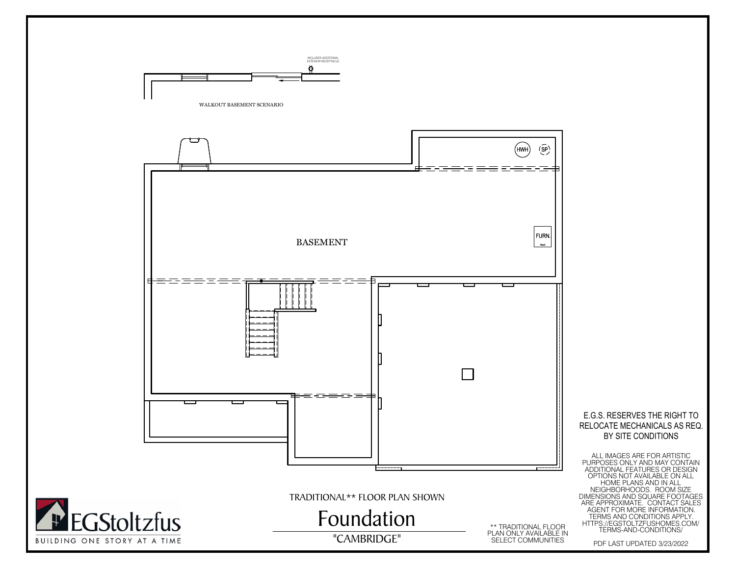INCLUDES ADDITIONAL EXTERIOR RECEPTACLE

WALKOUT BASEMENT SCENARIO

HWH

SP

FURN.

front

BASEMENT

E.G.S. RESERVES THE RIGHT TO RELOCATE MECHANICALS AS REQ. BY SITE CONDITIONS

ALL IMAGES ARE FOR ARTISTIC PURPOSES ONLY AND MAY CONTAIN ADDITIONAL FEATURES OR DESIGN OPTIONS NOT AVAILABLE ON ALL HOME PLANS AND IN ALL NEIGHBORHOODS. ROOM SIZE DIMENSIONS AND SQUARE FOOTAGES ARE APPROXIMATE. CONTACT SALES AGENT FOR MORE INFORMATION. TERMS AND CONDITIONS APPLY. HTTPS://EGSTOLTZFUSHOMES.COM/TERMS-AND-CONDITIONS/

TRADITIONAL** FLOOR PLAN SHOWN

# Foundation

"CAMBRIDGE"

** TRADITIONAL FLOOR PLAN ONLY AVAILABLE IN SELECT COMMUNITIES

EGStoltzfus

BUILDING ONE STORY AT A TIME

PDF LAST UPDATED 3/23/2022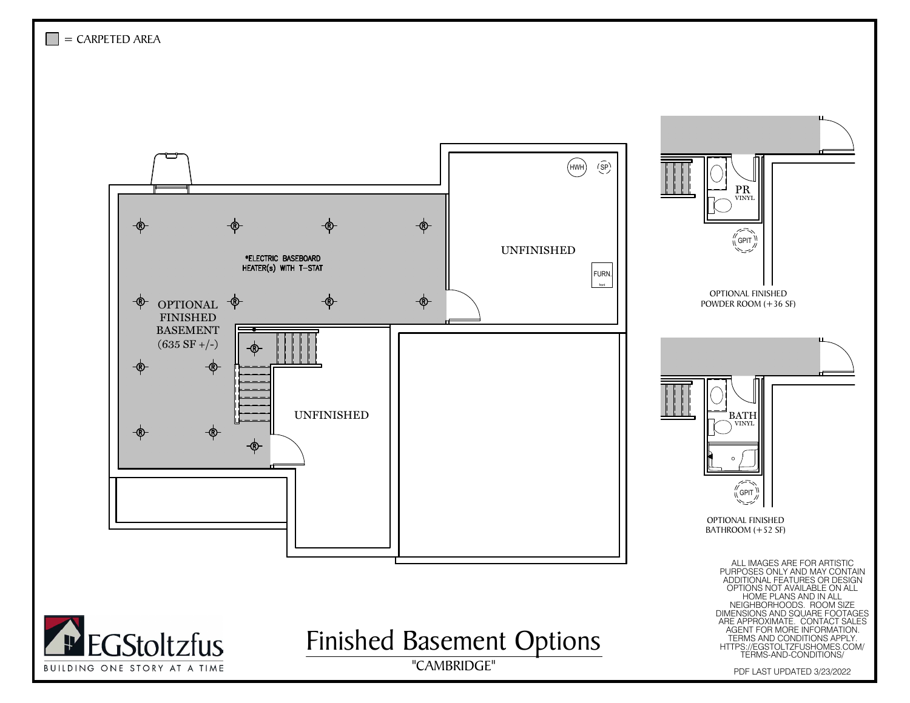= CARPETED AREA

*ELECTRIC BASEBOARD HEATER(s) WITH T-STAT

OPTIONAL FINISHED BASEMENT (635 SF +/-)

UNFINISHED

HWH

SP

FURN.

UNFINISHED

PR
VINYL

GPIT

OPTIONAL FINISHED POWDER ROOM (+36 SF)

BATH
VINYL

GPIT

OPTIONAL FINISHED BATHROOM (+52 SF)

ALL IMAGES ARE FOR ARTISTIC PURPOSES ONLY AND MAY CONTAIN ADDITIONAL FEATURES OR DESIGN OPTIONS NOT AVAILABLE ON ALL HOME PLANS AND IN ALL NEIGHBORHOODS. ROOM SIZE DIMENSIONS AND SQUARE FOOTAGES ARE APPROXIMATE. CONTACT SALES AGENT FOR MORE INFORMATION. TERMS AND CONDITIONS APPLY. HTTPS://EGSTOLTZFUSHOMES.COM/TERMS-AND-CONDITIONS/

EGStoltzfus
BUILDING ONE STORY AT A TIME

# Finished Basement Options

"CAMBRIDGE"

PDF LAST UPDATED 3/23/2022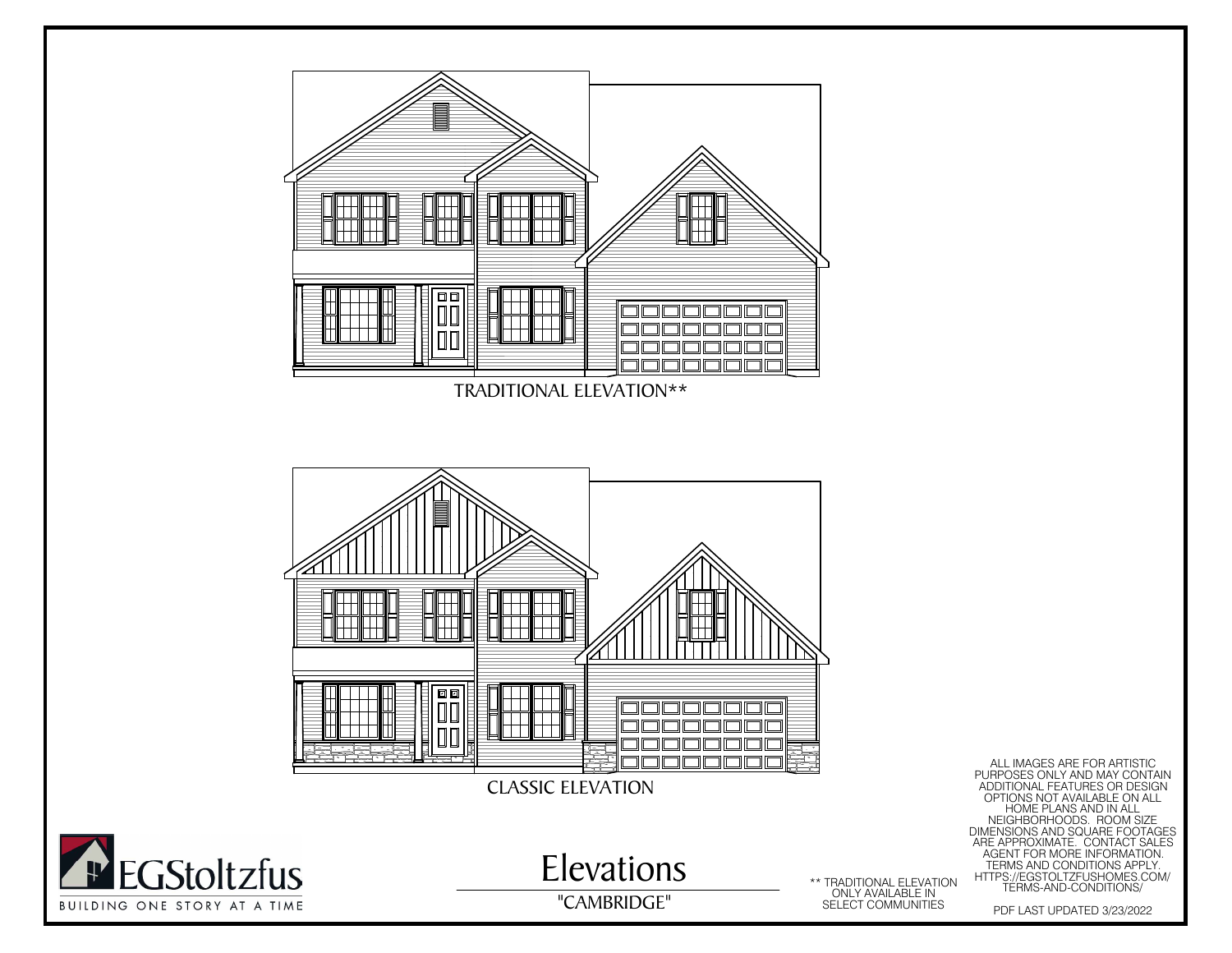TRADITIONAL ELEVATION**

CLASSIC ELEVATION

EGStoltzfus

BUILDING ONE STORY AT A TIME

# Elevations

"CAMBRIDGE"

** TRADITIONAL ELEVATION ONLY AVAILABLE IN SELECT COMMUNITIES

ALL IMAGES ARE FOR ARTISTIC PURPOSES ONLY AND MAY CONTAIN ADDITIONAL FEATURES OR DESIGN OPTIONS NOT AVAILABLE ON ALL HOME PLANS AND IN ALL NEIGHBORHOODS. ROOM SIZE DIMENSIONS AND SQUARE FOOTAGES ARE APPROXIMATE. CONTACT SALES AGENT FOR MORE INFORMATION. TERMS AND CONDITIONS APPLY. HTTPS://EGSTOLTZFUSHOMES.COM/TERMS-AND-CONDITIONS/

PDF LAST UPDATED 3/23/2022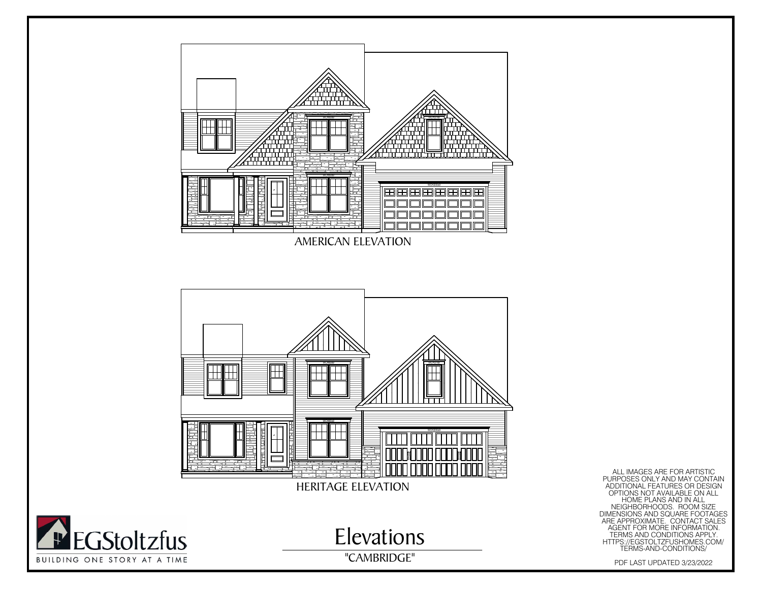AMERICAN ELEVATION

HERITAGE ELEVATION

EGStoltzfus

BUILDING ONE STORY AT A TIME

# Elevations

"CAMBRIDGE"

ALL IMAGES ARE FOR ARTISTIC PURPOSES ONLY AND MAY CONTAIN ADDITIONAL FEATURES OR DESIGN OPTIONS NOT AVAILABLE ON ALL HOME PLANS AND IN ALL NEIGHBORHOODS. ROOM SIZE DIMENSIONS AND SQUARE FOOTAGES ARE APPROXIMATE. CONTACT SALES AGENT FOR MORE INFORMATION. TERMS AND CONDITIONS APPLY. HTTPS://EGSTOLTZFUSHOMES.COM/TERMS-AND-CONDITIONS/

PDF LAST UPDATED 3/23/2022